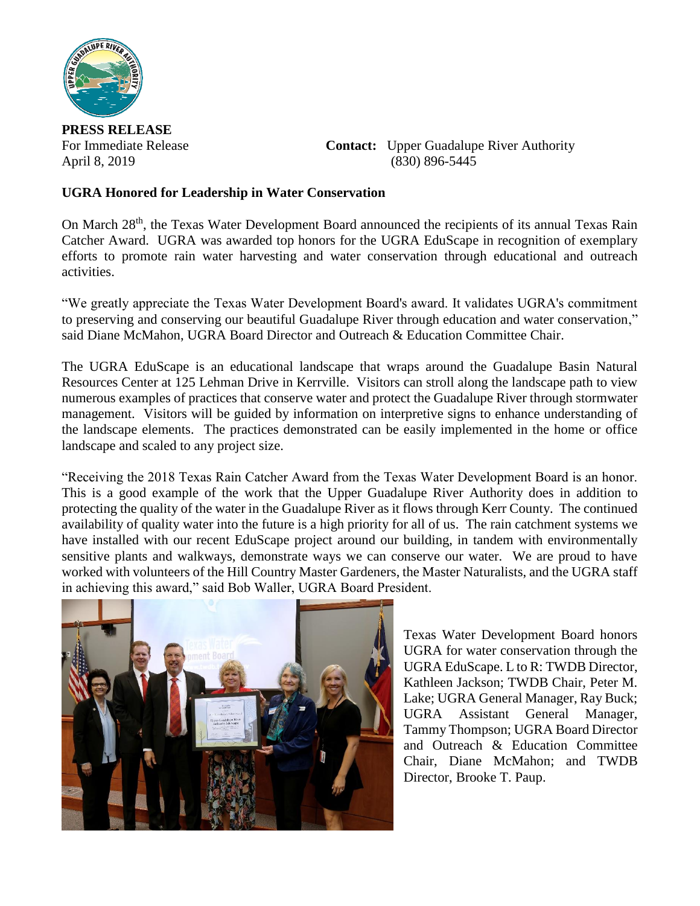**PRESS RELEASE**

For Immediate Release
April 8, 2019

**Contact:** Upper Guadalupe River Authority
(830) 896-5445

**UGRA Honored for Leadership in Water Conservation**

On March 28th, the Texas Water Development Board announced the recipients of its annual Texas Rain Catcher Award. UGRA was awarded top honors for the UGRA EduScape in recognition of exemplary efforts to promote rain water harvesting and water conservation through educational and outreach activities.

"We greatly appreciate the Texas Water Development Board's award. It validates UGRA's commitment to preserving and conserving our beautiful Guadalupe River through education and water conservation," said Diane McMahon, UGRA Board Director and Outreach & Education Committee Chair.

The UGRA EduScape is an educational landscape that wraps around the Guadalupe Basin Natural Resources Center at 125 Lehman Drive in Kerrville. Visitors can stroll along the landscape path to view numerous examples of practices that conserve water and protect the Guadalupe River through stormwater management. Visitors will be guided by information on interpretive signs to enhance understanding of the landscape elements. The practices demonstrated can be easily implemented in the home or office landscape and scaled to any project size.

"Receiving the 2018 Texas Rain Catcher Award from the Texas Water Development Board is an honor. This is a good example of the work that the Upper Guadalupe River Authority does in addition to protecting the quality of the water in the Guadalupe River as it flows through Kerr County. The continued availability of quality water into the future is a high priority for all of us. The rain catchment systems we have installed with our recent EduScape project around our building, in tandem with environmentally sensitive plants and walkways, demonstrate ways we can conserve our water. We are proud to have worked with volunteers of the Hill Country Master Gardeners, the Master Naturalists, and the UGRA staff in achieving this award," said Bob Waller, UGRA Board President.

Texas Water Development Board honors UGRA for water conservation through the UGRA EduScape. L to R: TWDB Director, Kathleen Jackson; TWDB Chair, Peter M. Lake; UGRA General Manager, Ray Buck; UGRA Assistant General Manager, Tammy Thompson; UGRA Board Director and Outreach & Education Committee Chair, Diane McMahon; and TWDB Director, Brooke T. Paup.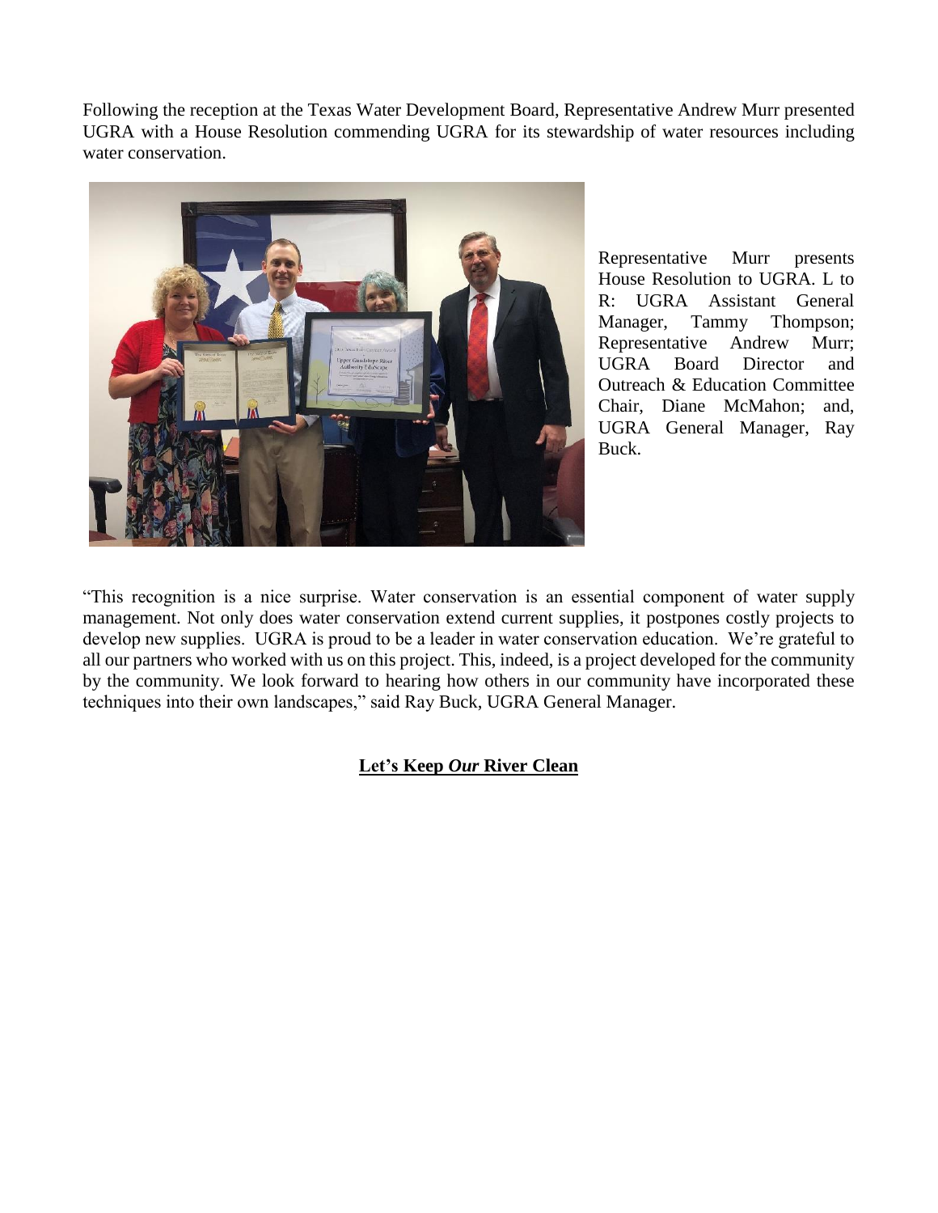Following the reception at the Texas Water Development Board, Representative Andrew Murr presented UGRA with a House Resolution commending UGRA for its stewardship of water resources including water conservation.

Representative Murr presents House Resolution to UGRA. L to R: UGRA Assistant General Manager, Tammy Thompson; Representative Andrew Murr; UGRA Board Director and Outreach & Education Committee Chair, Diane McMahon; and, UGRA General Manager, Ray Buck.

"This recognition is a nice surprise. Water conservation is an essential component of water supply management. Not only does water conservation extend current supplies, it postpones costly projects to develop new supplies. UGRA is proud to be a leader in water conservation education. We're grateful to all our partners who worked with us on this project. This, indeed, is a project developed for the community by the community. We look forward to hearing how others in our community have incorporated these techniques into their own landscapes," said Ray Buck, UGRA General Manager.

**Let's Keep *Our* River Clean**